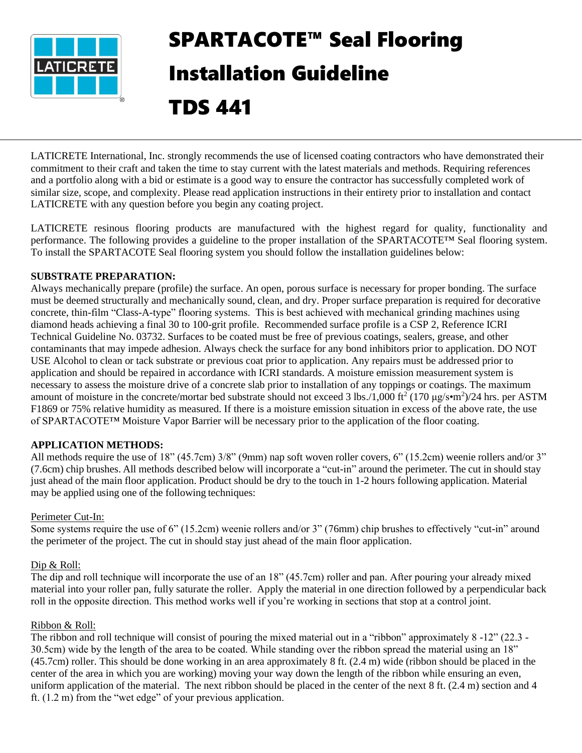# SPARTACOTE™ Seal Flooring Installation Guideline TDS 441

LATICRETE International, Inc. strongly recommends the use of licensed coating contractors who have demonstrated their commitment to their craft and taken the time to stay current with the latest materials and methods. Requiring references and a portfolio along with a bid or estimate is a good way to ensure the contractor has successfully completed work of similar size, scope, and complexity. Please read application instructions in their entirety prior to installation and contact LATICRETE with any question before you begin any coating project.

LATICRETE resinous flooring products are manufactured with the highest regard for quality, functionality and performance. The following provides a guideline to the proper installation of the SPARTACOTE™ Seal flooring system. To install the SPARTACOTE Seal flooring system you should follow the installation guidelines below:

**SUBSTRATE PREPARATION:**

Always mechanically prepare (profile) the surface. An open, porous surface is necessary for proper bonding. The surface must be deemed structurally and mechanically sound, clean, and dry. Proper surface preparation is required for decorative concrete, thin-film "Class-A-type" flooring systems. This is best achieved with mechanical grinding machines using diamond heads achieving a final 30 to 100-grit profile. Recommended surface profile is a CSP 2, Reference ICRI Technical Guideline No. 03732. Surfaces to be coated must be free of previous coatings, sealers, grease, and other contaminants that may impede adhesion. Always check the surface for any bond inhibitors prior to application. DO NOT USE Alcohol to clean or tack substrate or previous coat prior to application. Any repairs must be addressed prior to application and should be repaired in accordance with ICRI standards. A moisture emission measurement system is necessary to assess the moisture drive of a concrete slab prior to installation of any toppings or coatings. The maximum amount of moisture in the concrete/mortar bed substrate should not exceed 3 lbs./1,000 ft$^2$ (170 μg/s•m$^2$)/24 hrs. per ASTM F1869 or 75% relative humidity as measured. If there is a moisture emission situation in excess of the above rate, the use of SPARTACOTE™ Moisture Vapor Barrier will be necessary prior to the application of the floor coating.

**APPLICATION METHODS:**

All methods require the use of 18" (45.7cm) 3/8" (9mm) nap soft woven roller covers, 6" (15.2cm) weenie rollers and/or 3" (7.6cm) chip brushes. All methods described below will incorporate a "cut-in" around the perimeter. The cut in should stay just ahead of the main floor application. Product should be dry to the touch in 1-2 hours following application. Material may be applied using one of the following techniques:

Perimeter Cut-In:

Some systems require the use of 6" (15.2cm) weenie rollers and/or 3" (76mm) chip brushes to effectively "cut-in" around the perimeter of the project. The cut in should stay just ahead of the main floor application.

Dip & Roll:

The dip and roll technique will incorporate the use of an 18" (45.7cm) roller and pan. After pouring your already mixed material into your roller pan, fully saturate the roller. Apply the material in one direction followed by a perpendicular back roll in the opposite direction. This method works well if you're working in sections that stop at a control joint.

Ribbon & Roll:

The ribbon and roll technique will consist of pouring the mixed material out in a "ribbon" approximately 8 -12" (22.3 - 30.5cm) wide by the length of the area to be coated. While standing over the ribbon spread the material using an 18" (45.7cm) roller. This should be done working in an area approximately 8 ft. (2.4 m) wide (ribbon should be placed in the center of the area in which you are working) moving your way down the length of the ribbon while ensuring an even, uniform application of the material. The next ribbon should be placed in the center of the next 8 ft. (2.4 m) section and 4 ft. (1.2 m) from the "wet edge" of your previous application.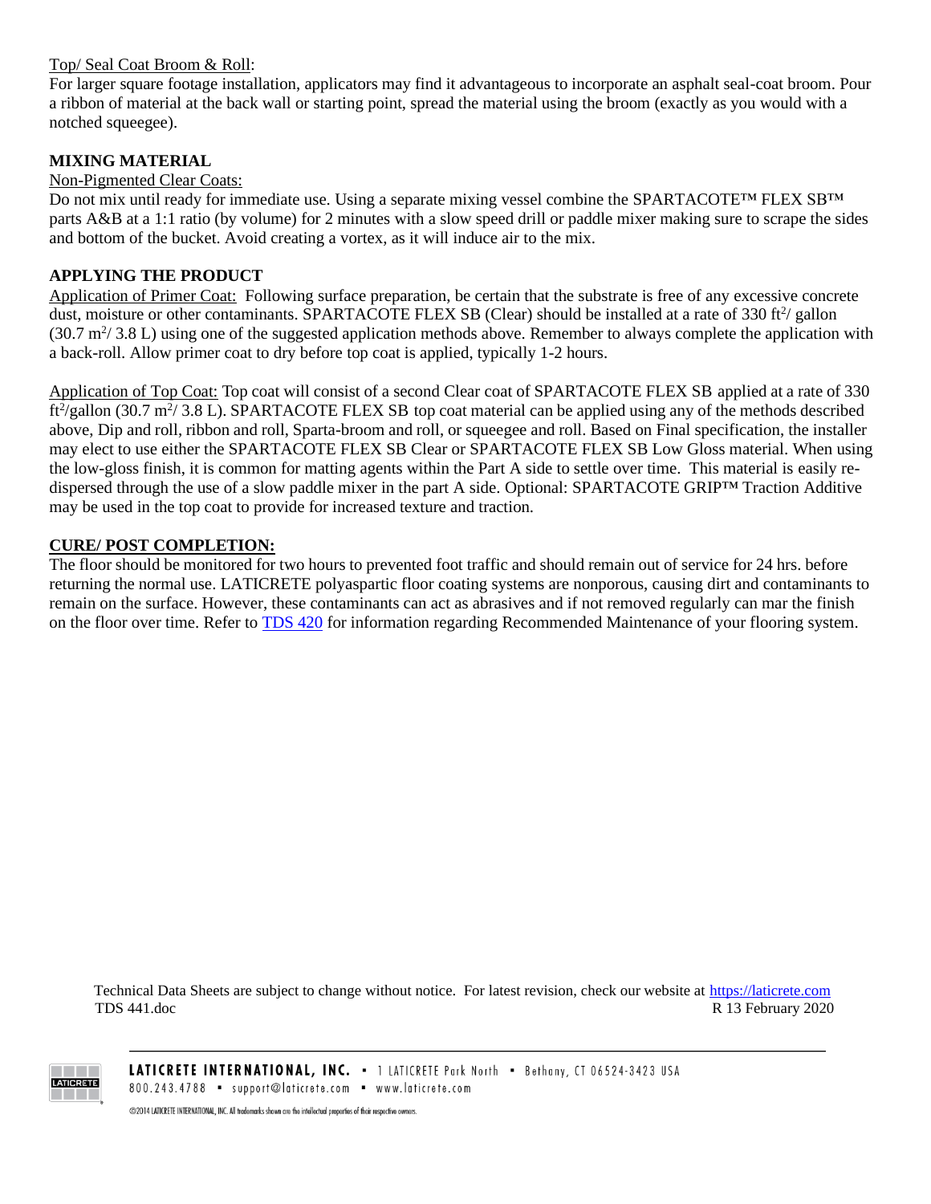Top/ Seal Coat Broom & Roll:
For larger square footage installation, applicators may find it advantageous to incorporate an asphalt seal-coat broom. Pour a ribbon of material at the back wall or starting point, spread the material using the broom (exactly as you would with a notched squeegee).

**MIXING MATERIAL**

Non-Pigmented Clear Coats:
Do not mix until ready for immediate use. Using a separate mixing vessel combine the SPARTACOTE™ FLEX SB™ parts A&B at a 1:1 ratio (by volume) for 2 minutes with a slow speed drill or paddle mixer making sure to scrape the sides and bottom of the bucket. Avoid creating a vortex, as it will induce air to the mix.

**APPLYING THE PRODUCT**

Application of Primer Coat: Following surface preparation, be certain that the substrate is free of any excessive concrete dust, moisture or other contaminants. SPARTACOTE FLEX SB (Clear) should be installed at a rate of 330 $ft^2$/ gallon (30.7 $m^2$/ 3.8 L) using one of the suggested application methods above. Remember to always complete the application with a back-roll. Allow primer coat to dry before top coat is applied, typically 1-2 hours.

Application of Top Coat: Top coat will consist of a second Clear coat of SPARTACOTE FLEX SB applied at a rate of 330 $ft^2$/gallon (30.7 $m^2$/ 3.8 L). SPARTACOTE FLEX SB top coat material can be applied using any of the methods described above, Dip and roll, ribbon and roll, Sparta-broom and roll, or squeegee and roll. Based on Final specification, the installer may elect to use either the SPARTACOTE FLEX SB Clear or SPARTACOTE FLEX SB Low Gloss material. When using the low-gloss finish, it is common for matting agents within the Part A side to settle over time. This material is easily re-dispersed through the use of a slow paddle mixer in the part A side. Optional: SPARTACOTE GRIP™ Traction Additive may be used in the top coat to provide for increased texture and traction.

**CURE/ POST COMPLETION:**

The floor should be monitored for two hours to prevented foot traffic and should remain out of service for 24 hrs. before returning the normal use. LATICRETE polyaspartic floor coating systems are nonporous, causing dirt and contaminants to remain on the surface. However, these contaminants can act as abrasives and if not removed regularly can mar the finish on the floor over time. Refer to TDS 420 for information regarding Recommended Maintenance of your flooring system.

Technical Data Sheets are subject to change without notice. For latest revision, check our website at https://laticrete.com
TDS 441.doc R 13 February 2020

LATICRETE INTERNATIONAL, INC. ▪ 1 LATICRETE Park North ▪ Bethany, CT 06524-3423 USA
800.243.4788 ▪ support@laticrete.com ▪ www.laticrete.com

©2014 LATICRETE INTERNATIONAL, INC. All trademarks shown are the intellectual properties of their respective owners.